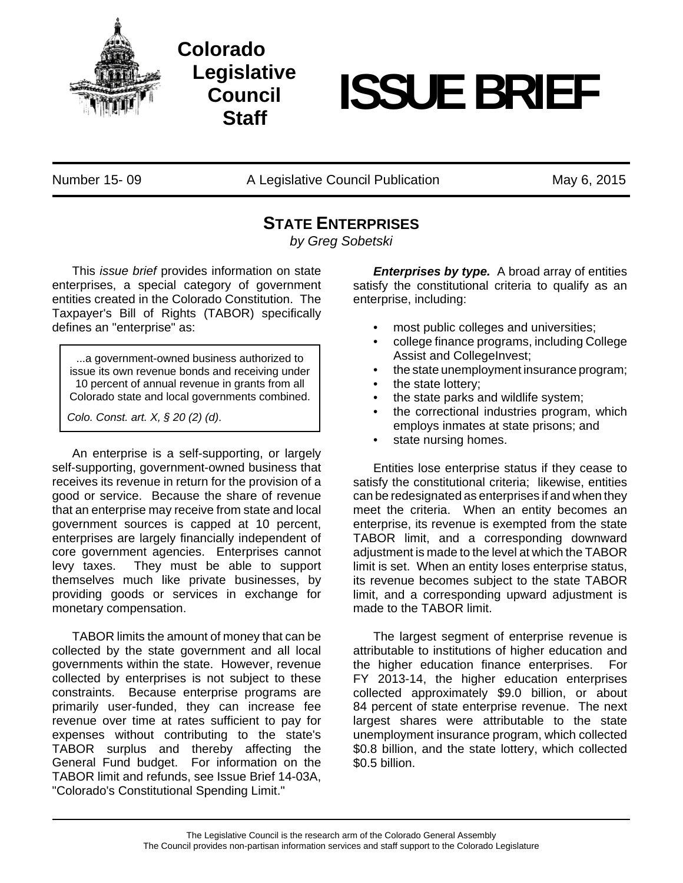# Colorado Legislative Council Staff

# ISSUE BRIEF

Number 15- 09 | A Legislative Council Publication | May 6, 2015

## STATE ENTERPRISES

*by Greg Sobetski*

This *issue brief* provides information on state enterprises, a special category of government entities created in the Colorado Constitution. The Taxpayer's Bill of Rights (TABOR) specifically defines an "enterprise" as:

> ...a government-owned business authorized to issue its own revenue bonds and receiving under 10 percent of annual revenue in grants from all Colorado state and local governments combined.
>
> *Colo. Const. art. X, § 20 (2) (d).*

An enterprise is a self-supporting, or largely self-supporting, government-owned business that receives its revenue in return for the provision of a good or service. Because the share of revenue that an enterprise may receive from state and local government sources is capped at 10 percent, enterprises are largely financially independent of core government agencies. Enterprises cannot levy taxes. They must be able to support themselves much like private businesses, by providing goods or services in exchange for monetary compensation.

TABOR limits the amount of money that can be collected by the state government and all local governments within the state. However, revenue collected by enterprises is not subject to these constraints. Because enterprise programs are primarily user-funded, they can increase fee revenue over time at rates sufficient to pay for expenses without contributing to the state's TABOR surplus and thereby affecting the General Fund budget. For information on the TABOR limit and refunds, see Issue Brief 14-03A, "Colorado's Constitutional Spending Limit."

***Enterprises by type.*** A broad array of entities satisfy the constitutional criteria to qualify as an enterprise, including:

- most public colleges and universities;
- college finance programs, including College Assist and CollegeInvest;
- the state unemployment insurance program;
- the state lottery;
- the state parks and wildlife system;
- the correctional industries program, which employs inmates at state prisons; and
- state nursing homes.

Entities lose enterprise status if they cease to satisfy the constitutional criteria; likewise, entities can be redesignated as enterprises if and when they meet the criteria. When an entity becomes an enterprise, its revenue is exempted from the state TABOR limit, and a corresponding downward adjustment is made to the level at which the TABOR limit is set. When an entity loses enterprise status, its revenue becomes subject to the state TABOR limit, and a corresponding upward adjustment is made to the TABOR limit.

The largest segment of enterprise revenue is attributable to institutions of higher education and the higher education finance enterprises. For FY 2013-14, the higher education enterprises collected approximately $9.0 billion, or about 84 percent of state enterprise revenue. The next largest shares were attributable to the state unemployment insurance program, which collected $0.8 billion, and the state lottery, which collected $0.5 billion.

The Legislative Council is the research arm of the Colorado General Assembly
The Council provides non-partisan information services and staff support to the Colorado Legislature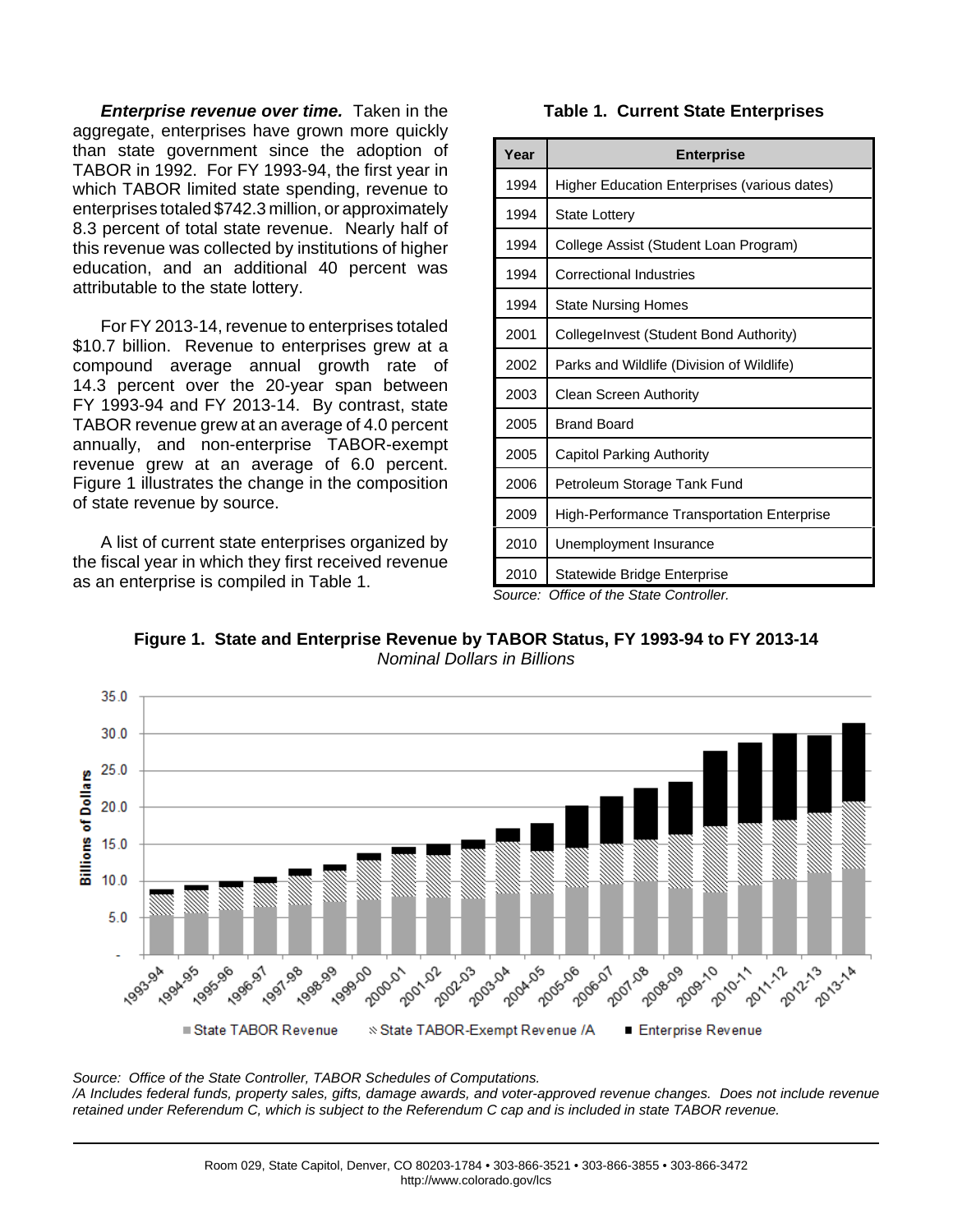***Enterprise revenue over time.*** Taken in the aggregate, enterprises have grown more quickly than state government since the adoption of TABOR in 1992. For FY 1993-94, the first year in which TABOR limited state spending, revenue to enterprises totaled $742.3 million, or approximately 8.3 percent of total state revenue. Nearly half of this revenue was collected by institutions of higher education, and an additional 40 percent was attributable to the state lottery.

For FY 2013-14, revenue to enterprises totaled $10.7 billion. Revenue to enterprises grew at a compound average annual growth rate of 14.3 percent over the 20-year span between FY 1993-94 and FY 2013-14. By contrast, state TABOR revenue grew at an average of 4.0 percent annually, and non-enterprise TABOR-exempt revenue grew at an average of 6.0 percent. Figure 1 illustrates the change in the composition of state revenue by source.

A list of current state enterprises organized by the fiscal year in which they first received revenue as an enterprise is compiled in Table 1.

**Table 1. Current State Enterprises**

| Year | Enterprise |
|---|---|
| 1994 | Higher Education Enterprises (various dates) |
| 1994 | State Lottery |
| 1994 | College Assist (Student Loan Program) |
| 1994 | Correctional Industries |
| 1994 | State Nursing Homes |
| 2001 | CollegeInvest (Student Bond Authority) |
| 2002 | Parks and Wildlife (Division of Wildlife) |
| 2003 | Clean Screen Authority |
| 2005 | Brand Board |
| 2005 | Capitol Parking Authority |
| 2006 | Petroleum Storage Tank Fund |
| 2009 | High-Performance Transportation Enterprise |
| 2010 | Unemployment Insurance |
| 2010 | Statewide Bridge Enterprise |

*Source: Office of the State Controller.*

**Figure 1. State and Enterprise Revenue by TABOR Status, FY 1993-94 to FY 2013-14**
*Nominal Dollars in Billions*

Billions of Dollars
35.0
30.0
25.0
20.0
15.0
10.0
5.0
-

1993-94 1994-95 1995-96 1996-97 1997-98 1998-99 1999-00 2000-01 2001-02 2002-03 2003-04 2004-05 2005-06 2006-07 2007-08 2008-09 2009-10 2010-11 2011-12 2012-13 2013-14

State TABOR Revenue · State TABOR-Exempt Revenue /A · Enterprise Revenue

*Source: Office of the State Controller, TABOR Schedules of Computations.*
*/A Includes federal funds, property sales, gifts, damage awards, and voter-approved revenue changes. Does not include revenue retained under Referendum C, which is subject to the Referendum C cap and is included in state TABOR revenue.*

Room 029, State Capitol, Denver, CO 80203-1784 • 303-866-3521 • 303-866-3855 • 303-866-3472
http://www.colorado.gov/lcs